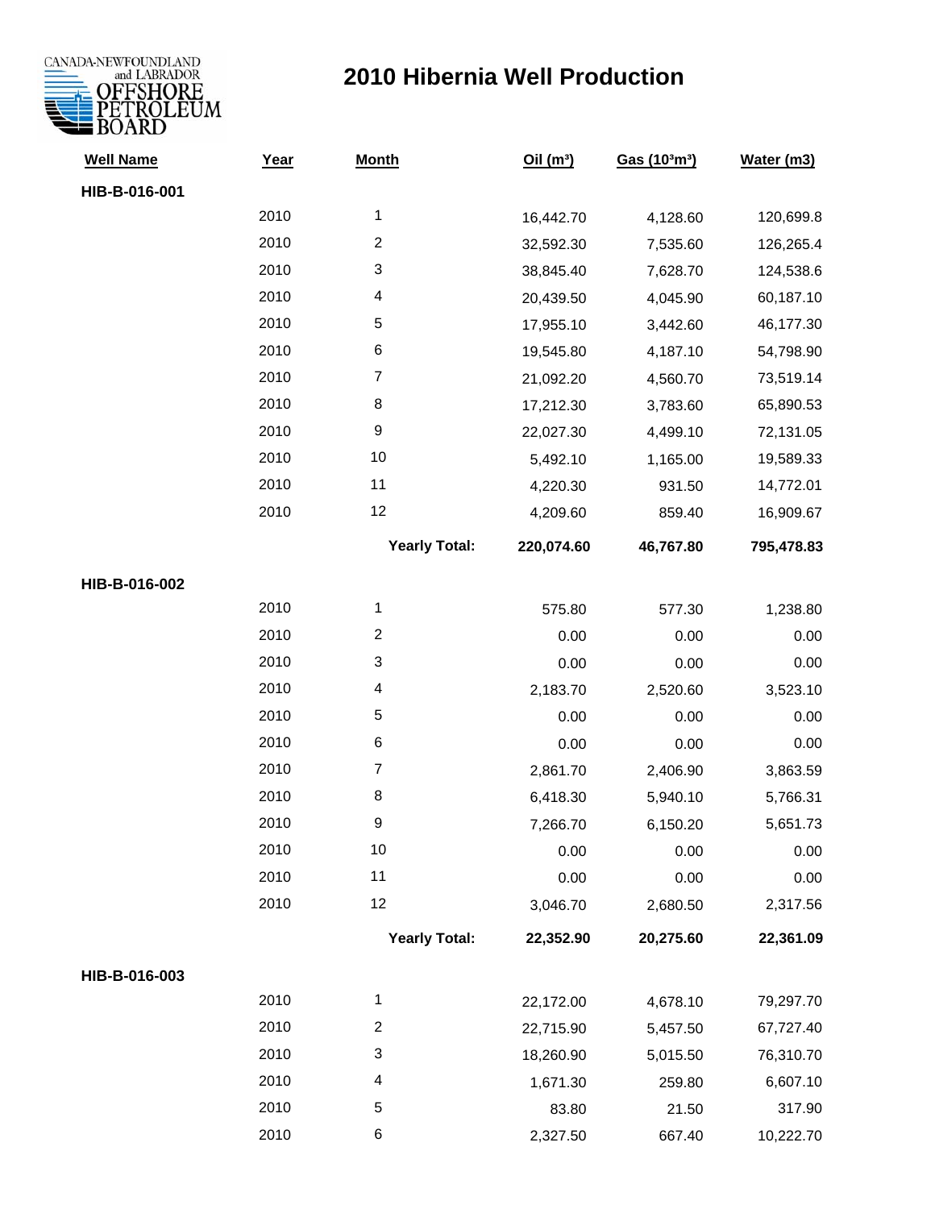CANADA-NEWFOUNDLAND and LABRADOR OFFSHORE PETROLEUM BOARD

# 2010 Hibernia Well Production

| Well Name | Year | Month | Oil ($m^3$) | Gas ($10^3m^3$) | Water (m3) |
|---|---|---|---|---|---|
| **HIB-B-016-001** | | | | | |
| | 2010 | 1 | 16,442.70 | 4,128.60 | 120,699.8 |
| | 2010 | 2 | 32,592.30 | 7,535.60 | 126,265.4 |
| | 2010 | 3 | 38,845.40 | 7,628.70 | 124,538.6 |
| | 2010 | 4 | 20,439.50 | 4,045.90 | 60,187.10 |
| | 2010 | 5 | 17,955.10 | 3,442.60 | 46,177.30 |
| | 2010 | 6 | 19,545.80 | 4,187.10 | 54,798.90 |
| | 2010 | 7 | 21,092.20 | 4,560.70 | 73,519.14 |
| | 2010 | 8 | 17,212.30 | 3,783.60 | 65,890.53 |
| | 2010 | 9 | 22,027.30 | 4,499.10 | 72,131.05 |
| | 2010 | 10 | 5,492.10 | 1,165.00 | 19,589.33 |
| | 2010 | 11 | 4,220.30 | 931.50 | 14,772.01 |
| | 2010 | 12 | 4,209.60 | 859.40 | 16,909.67 |
| | | **Yearly Total:** | **220,074.60** | **46,767.80** | **795,478.83** |
| **HIB-B-016-002** | | | | | |
| | 2010 | 1 | 575.80 | 577.30 | 1,238.80 |
| | 2010 | 2 | 0.00 | 0.00 | 0.00 |
| | 2010 | 3 | 0.00 | 0.00 | 0.00 |
| | 2010 | 4 | 2,183.70 | 2,520.60 | 3,523.10 |
| | 2010 | 5 | 0.00 | 0.00 | 0.00 |
| | 2010 | 6 | 0.00 | 0.00 | 0.00 |
| | 2010 | 7 | 2,861.70 | 2,406.90 | 3,863.59 |
| | 2010 | 8 | 6,418.30 | 5,940.10 | 5,766.31 |
| | 2010 | 9 | 7,266.70 | 6,150.20 | 5,651.73 |
| | 2010 | 10 | 0.00 | 0.00 | 0.00 |
| | 2010 | 11 | 0.00 | 0.00 | 0.00 |
| | 2010 | 12 | 3,046.70 | 2,680.50 | 2,317.56 |
| | | **Yearly Total:** | **22,352.90** | **20,275.60** | **22,361.09** |
| **HIB-B-016-003** | | | | | |
| | 2010 | 1 | 22,172.00 | 4,678.10 | 79,297.70 |
| | 2010 | 2 | 22,715.90 | 5,457.50 | 67,727.40 |
| | 2010 | 3 | 18,260.90 | 5,015.50 | 76,310.70 |
| | 2010 | 4 | 1,671.30 | 259.80 | 6,607.10 |
| | 2010 | 5 | 83.80 | 21.50 | 317.90 |
| | 2010 | 6 | 2,327.50 | 667.40 | 10,222.70 |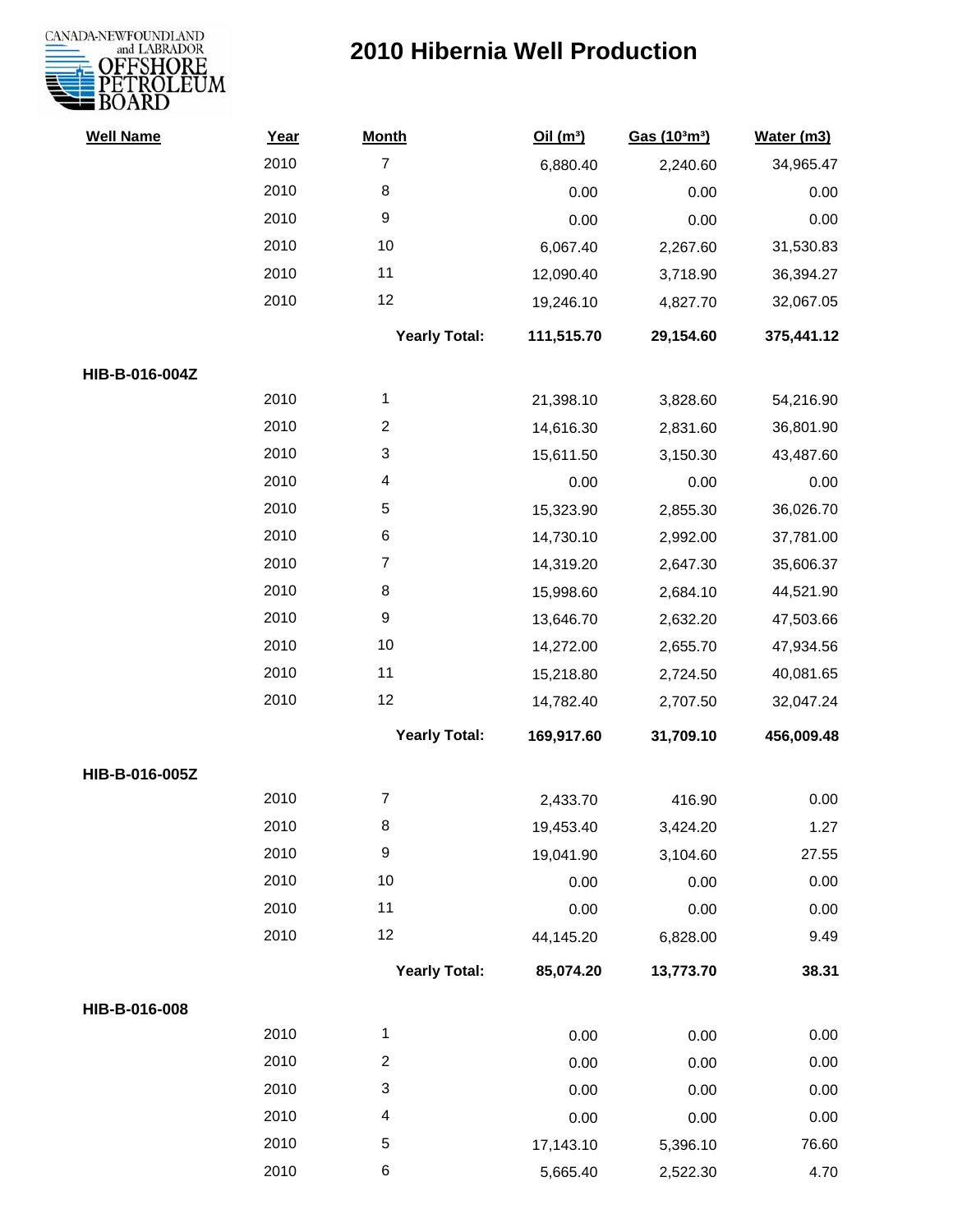# 2010 Hibernia Well Production

| Well Name | Year | Month | Oil ($m^3$) | Gas ($10^3m^3$) | Water (m3) |
|---|---|---|---|---|---|
| | 2010 | 7 | 6,880.40 | 2,240.60 | 34,965.47 |
| | 2010 | 8 | 0.00 | 0.00 | 0.00 |
| | 2010 | 9 | 0.00 | 0.00 | 0.00 |
| | 2010 | 10 | 6,067.40 | 2,267.60 | 31,530.83 |
| | 2010 | 11 | 12,090.40 | 3,718.90 | 36,394.27 |
| | 2010 | 12 | 19,246.10 | 4,827.70 | 32,067.05 |
| | | **Yearly Total:** | **111,515.70** | **29,154.60** | **375,441.12** |
| **HIB-B-016-004Z** | | | | | |
| | 2010 | 1 | 21,398.10 | 3,828.60 | 54,216.90 |
| | 2010 | 2 | 14,616.30 | 2,831.60 | 36,801.90 |
| | 2010 | 3 | 15,611.50 | 3,150.30 | 43,487.60 |
| | 2010 | 4 | 0.00 | 0.00 | 0.00 |
| | 2010 | 5 | 15,323.90 | 2,855.30 | 36,026.70 |
| | 2010 | 6 | 14,730.10 | 2,992.00 | 37,781.00 |
| | 2010 | 7 | 14,319.20 | 2,647.30 | 35,606.37 |
| | 2010 | 8 | 15,998.60 | 2,684.10 | 44,521.90 |
| | 2010 | 9 | 13,646.70 | 2,632.20 | 47,503.66 |
| | 2010 | 10 | 14,272.00 | 2,655.70 | 47,934.56 |
| | 2010 | 11 | 15,218.80 | 2,724.50 | 40,081.65 |
| | 2010 | 12 | 14,782.40 | 2,707.50 | 32,047.24 |
| | | **Yearly Total:** | **169,917.60** | **31,709.10** | **456,009.48** |
| **HIB-B-016-005Z** | | | | | |
| | 2010 | 7 | 2,433.70 | 416.90 | 0.00 |
| | 2010 | 8 | 19,453.40 | 3,424.20 | 1.27 |
| | 2010 | 9 | 19,041.90 | 3,104.60 | 27.55 |
| | 2010 | 10 | 0.00 | 0.00 | 0.00 |
| | 2010 | 11 | 0.00 | 0.00 | 0.00 |
| | 2010 | 12 | 44,145.20 | 6,828.00 | 9.49 |
| | | **Yearly Total:** | **85,074.20** | **13,773.70** | **38.31** |
| **HIB-B-016-008** | | | | | |
| | 2010 | 1 | 0.00 | 0.00 | 0.00 |
| | 2010 | 2 | 0.00 | 0.00 | 0.00 |
| | 2010 | 3 | 0.00 | 0.00 | 0.00 |
| | 2010 | 4 | 0.00 | 0.00 | 0.00 |
| | 2010 | 5 | 17,143.10 | 5,396.10 | 76.60 |
| | 2010 | 6 | 5,665.40 | 2,522.30 | 4.70 |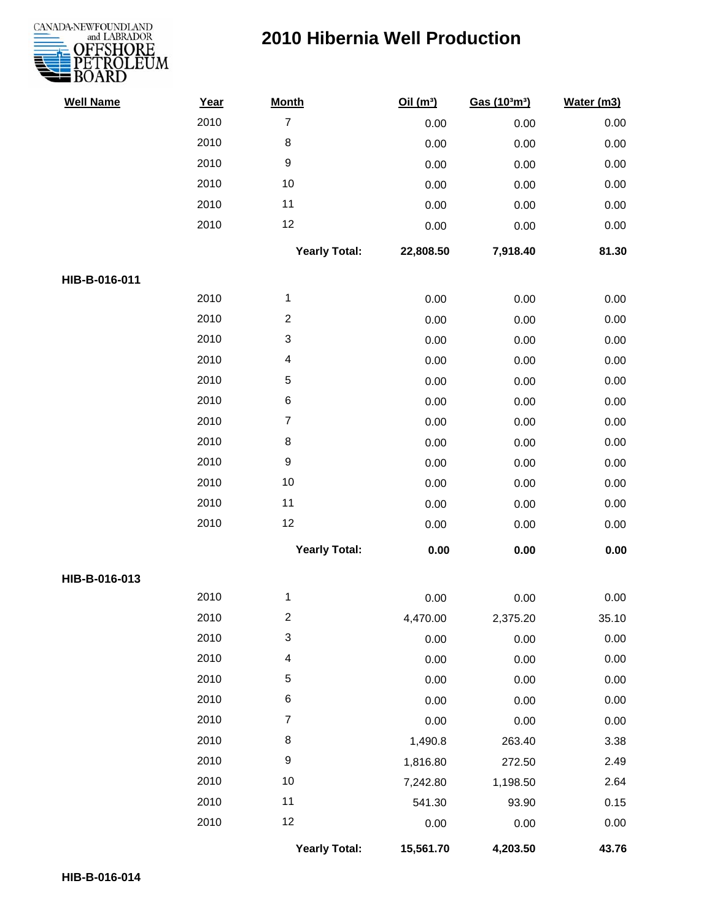# 2010 Hibernia Well Production

| Well Name | Year | Month | Oil ($m^3$) | Gas ($10^3m^3$) | Water (m3) |
|---|---|---|---|---|---|
| | 2010 | 7 | 0.00 | 0.00 | 0.00 |
| | 2010 | 8 | 0.00 | 0.00 | 0.00 |
| | 2010 | 9 | 0.00 | 0.00 | 0.00 |
| | 2010 | 10 | 0.00 | 0.00 | 0.00 |
| | 2010 | 11 | 0.00 | 0.00 | 0.00 |
| | 2010 | 12 | 0.00 | 0.00 | 0.00 |
| | | **Yearly Total:** | **22,808.50** | **7,918.40** | **81.30** |
| **HIB-B-016-011** | | | | | |
| | 2010 | 1 | 0.00 | 0.00 | 0.00 |
| | 2010 | 2 | 0.00 | 0.00 | 0.00 |
| | 2010 | 3 | 0.00 | 0.00 | 0.00 |
| | 2010 | 4 | 0.00 | 0.00 | 0.00 |
| | 2010 | 5 | 0.00 | 0.00 | 0.00 |
| | 2010 | 6 | 0.00 | 0.00 | 0.00 |
| | 2010 | 7 | 0.00 | 0.00 | 0.00 |
| | 2010 | 8 | 0.00 | 0.00 | 0.00 |
| | 2010 | 9 | 0.00 | 0.00 | 0.00 |
| | 2010 | 10 | 0.00 | 0.00 | 0.00 |
| | 2010 | 11 | 0.00 | 0.00 | 0.00 |
| | 2010 | 12 | 0.00 | 0.00 | 0.00 |
| | | **Yearly Total:** | **0.00** | **0.00** | **0.00** |
| **HIB-B-016-013** | | | | | |
| | 2010 | 1 | 0.00 | 0.00 | 0.00 |
| | 2010 | 2 | 4,470.00 | 2,375.20 | 35.10 |
| | 2010 | 3 | 0.00 | 0.00 | 0.00 |
| | 2010 | 4 | 0.00 | 0.00 | 0.00 |
| | 2010 | 5 | 0.00 | 0.00 | 0.00 |
| | 2010 | 6 | 0.00 | 0.00 | 0.00 |
| | 2010 | 7 | 0.00 | 0.00 | 0.00 |
| | 2010 | 8 | 1,490.8 | 263.40 | 3.38 |
| | 2010 | 9 | 1,816.80 | 272.50 | 2.49 |
| | 2010 | 10 | 7,242.80 | 1,198.50 | 2.64 |
| | 2010 | 11 | 541.30 | 93.90 | 0.15 |
| | 2010 | 12 | 0.00 | 0.00 | 0.00 |
| | | **Yearly Total:** | **15,561.70** | **4,203.50** | **43.76** |
| **HIB-B-016-014** | | | | | |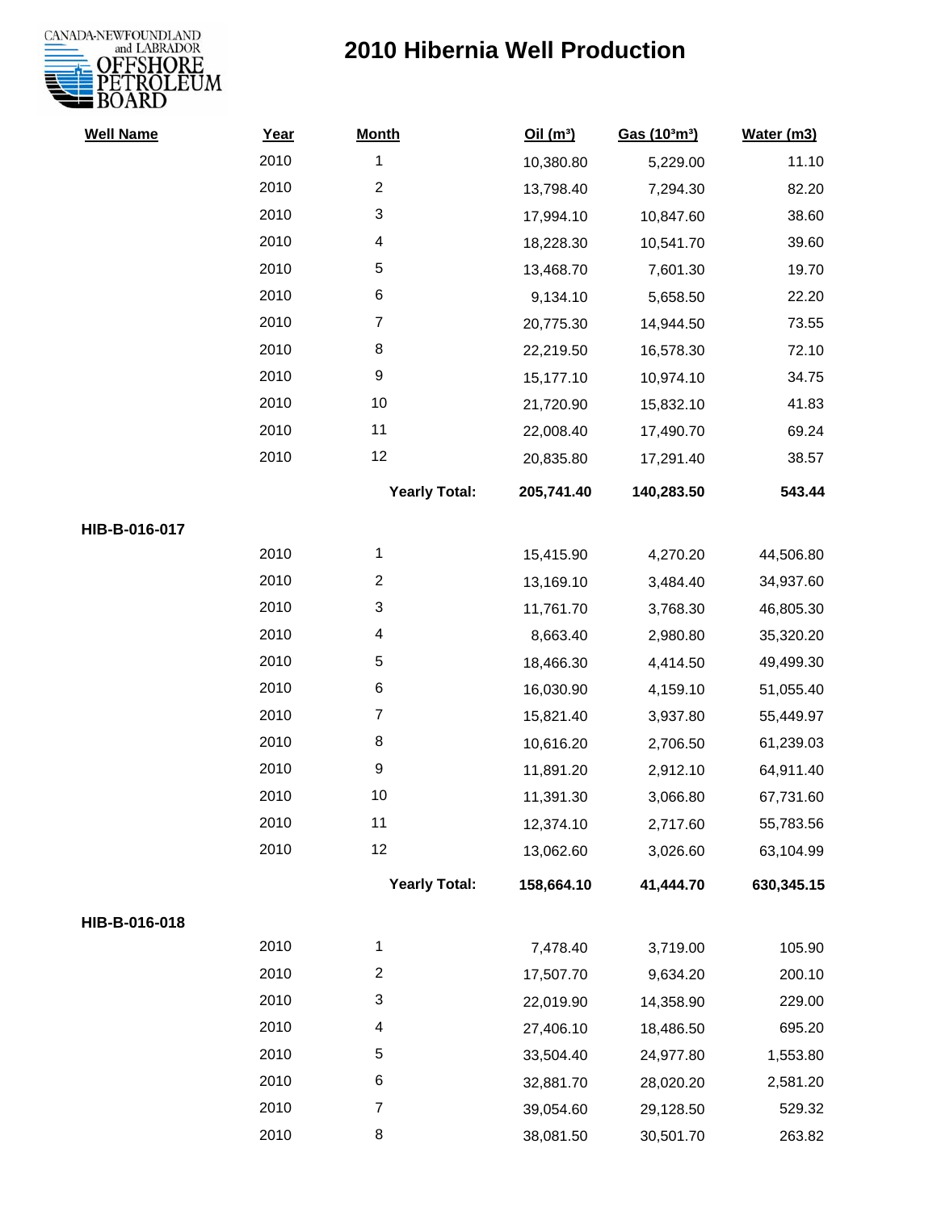# 2010 Hibernia Well Production

| Well Name | Year | Month | Oil ($m^3$) | Gas ($10^3m^3$) | Water (m3) |
|---|---|---|---|---|---|
| | 2010 | 1 | 10,380.80 | 5,229.00 | 11.10 |
| | 2010 | 2 | 13,798.40 | 7,294.30 | 82.20 |
| | 2010 | 3 | 17,994.10 | 10,847.60 | 38.60 |
| | 2010 | 4 | 18,228.30 | 10,541.70 | 39.60 |
| | 2010 | 5 | 13,468.70 | 7,601.30 | 19.70 |
| | 2010 | 6 | 9,134.10 | 5,658.50 | 22.20 |
| | 2010 | 7 | 20,775.30 | 14,944.50 | 73.55 |
| | 2010 | 8 | 22,219.50 | 16,578.30 | 72.10 |
| | 2010 | 9 | 15,177.10 | 10,974.10 | 34.75 |
| | 2010 | 10 | 21,720.90 | 15,832.10 | 41.83 |
| | 2010 | 11 | 22,008.40 | 17,490.70 | 69.24 |
| | 2010 | 12 | 20,835.80 | 17,291.40 | 38.57 |
| | | **Yearly Total:** | **205,741.40** | **140,283.50** | **543.44** |
| **HIB-B-016-017** | | | | | |
| | 2010 | 1 | 15,415.90 | 4,270.20 | 44,506.80 |
| | 2010 | 2 | 13,169.10 | 3,484.40 | 34,937.60 |
| | 2010 | 3 | 11,761.70 | 3,768.30 | 46,805.30 |
| | 2010 | 4 | 8,663.40 | 2,980.80 | 35,320.20 |
| | 2010 | 5 | 18,466.30 | 4,414.50 | 49,499.30 |
| | 2010 | 6 | 16,030.90 | 4,159.10 | 51,055.40 |
| | 2010 | 7 | 15,821.40 | 3,937.80 | 55,449.97 |
| | 2010 | 8 | 10,616.20 | 2,706.50 | 61,239.03 |
| | 2010 | 9 | 11,891.20 | 2,912.10 | 64,911.40 |
| | 2010 | 10 | 11,391.30 | 3,066.80 | 67,731.60 |
| | 2010 | 11 | 12,374.10 | 2,717.60 | 55,783.56 |
| | 2010 | 12 | 13,062.60 | 3,026.60 | 63,104.99 |
| | | **Yearly Total:** | **158,664.10** | **41,444.70** | **630,345.15** |
| **HIB-B-016-018** | | | | | |
| | 2010 | 1 | 7,478.40 | 3,719.00 | 105.90 |
| | 2010 | 2 | 17,507.70 | 9,634.20 | 200.10 |
| | 2010 | 3 | 22,019.90 | 14,358.90 | 229.00 |
| | 2010 | 4 | 27,406.10 | 18,486.50 | 695.20 |
| | 2010 | 5 | 33,504.40 | 24,977.80 | 1,553.80 |
| | 2010 | 6 | 32,881.70 | 28,020.20 | 2,581.20 |
| | 2010 | 7 | 39,054.60 | 29,128.50 | 529.32 |
| | 2010 | 8 | 38,081.50 | 30,501.70 | 263.82 |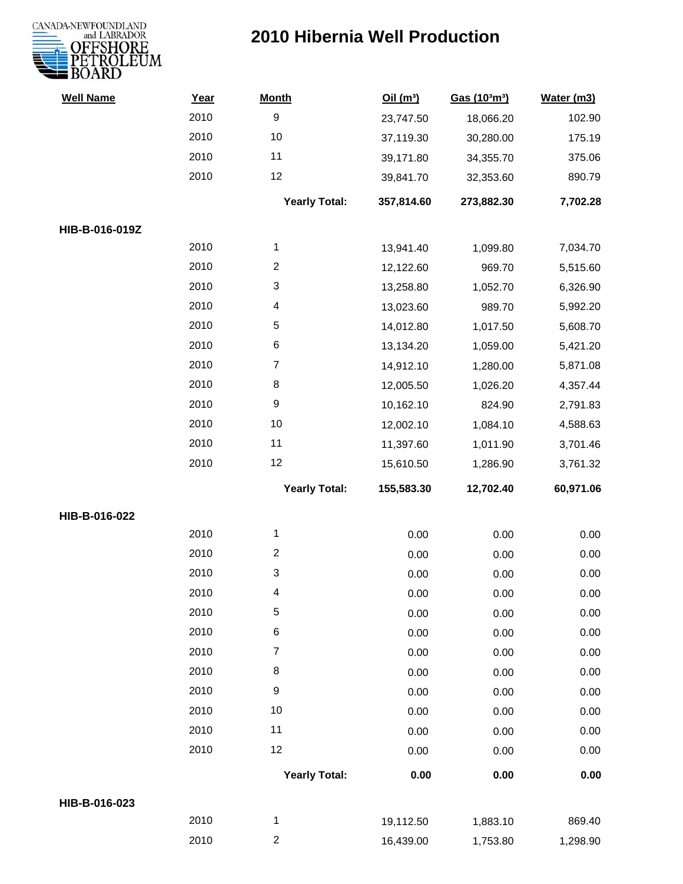# 2010 Hibernia Well Production

| Well Name | Year | Month | Oil ($m^3$) | Gas ($10^3m^3$) | Water (m3) |
|---|---|---|---|---|---|
| | 2010 | 9 | 23,747.50 | 18,066.20 | 102.90 |
| | 2010 | 10 | 37,119.30 | 30,280.00 | 175.19 |
| | 2010 | 11 | 39,171.80 | 34,355.70 | 375.06 |
| | 2010 | 12 | 39,841.70 | 32,353.60 | 890.79 |
| | | **Yearly Total:** | **357,814.60** | **273,882.30** | **7,702.28** |
| **HIB-B-016-019Z** | | | | | |
| | 2010 | 1 | 13,941.40 | 1,099.80 | 7,034.70 |
| | 2010 | 2 | 12,122.60 | 969.70 | 5,515.60 |
| | 2010 | 3 | 13,258.80 | 1,052.70 | 6,326.90 |
| | 2010 | 4 | 13,023.60 | 989.70 | 5,992.20 |
| | 2010 | 5 | 14,012.80 | 1,017.50 | 5,608.70 |
| | 2010 | 6 | 13,134.20 | 1,059.00 | 5,421.20 |
| | 2010 | 7 | 14,912.10 | 1,280.00 | 5,871.08 |
| | 2010 | 8 | 12,005.50 | 1,026.20 | 4,357.44 |
| | 2010 | 9 | 10,162.10 | 824.90 | 2,791.83 |
| | 2010 | 10 | 12,002.10 | 1,084.10 | 4,588.63 |
| | 2010 | 11 | 11,397.60 | 1,011.90 | 3,701.46 |
| | 2010 | 12 | 15,610.50 | 1,286.90 | 3,761.32 |
| | | **Yearly Total:** | **155,583.30** | **12,702.40** | **60,971.06** |
| **HIB-B-016-022** | | | | | |
| | 2010 | 1 | 0.00 | 0.00 | 0.00 |
| | 2010 | 2 | 0.00 | 0.00 | 0.00 |
| | 2010 | 3 | 0.00 | 0.00 | 0.00 |
| | 2010 | 4 | 0.00 | 0.00 | 0.00 |
| | 2010 | 5 | 0.00 | 0.00 | 0.00 |
| | 2010 | 6 | 0.00 | 0.00 | 0.00 |
| | 2010 | 7 | 0.00 | 0.00 | 0.00 |
| | 2010 | 8 | 0.00 | 0.00 | 0.00 |
| | 2010 | 9 | 0.00 | 0.00 | 0.00 |
| | 2010 | 10 | 0.00 | 0.00 | 0.00 |
| | 2010 | 11 | 0.00 | 0.00 | 0.00 |
| | 2010 | 12 | 0.00 | 0.00 | 0.00 |
| | | **Yearly Total:** | **0.00** | **0.00** | **0.00** |
| **HIB-B-016-023** | | | | | |
| | 2010 | 1 | 19,112.50 | 1,883.10 | 869.40 |
| | 2010 | 2 | 16,439.00 | 1,753.80 | 1,298.90 |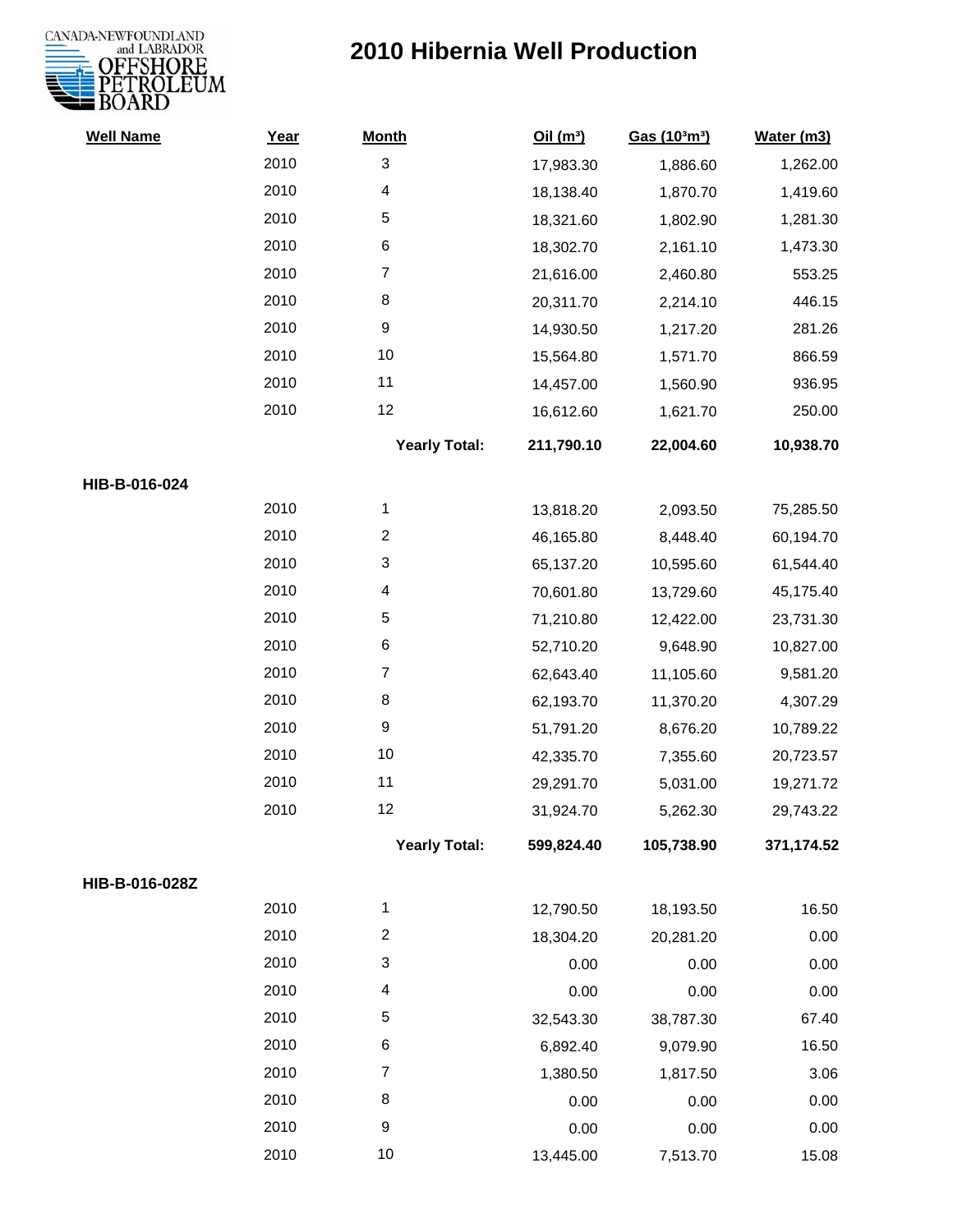# 2010 Hibernia Well Production

| Well Name | Year | Month | Oil ($m^3$) | Gas ($10^3m^3$) | Water (m3) |
|---|---|---|---|---|---|
| | 2010 | 3 | 17,983.30 | 1,886.60 | 1,262.00 |
| | 2010 | 4 | 18,138.40 | 1,870.70 | 1,419.60 |
| | 2010 | 5 | 18,321.60 | 1,802.90 | 1,281.30 |
| | 2010 | 6 | 18,302.70 | 2,161.10 | 1,473.30 |
| | 2010 | 7 | 21,616.00 | 2,460.80 | 553.25 |
| | 2010 | 8 | 20,311.70 | 2,214.10 | 446.15 |
| | 2010 | 9 | 14,930.50 | 1,217.20 | 281.26 |
| | 2010 | 10 | 15,564.80 | 1,571.70 | 866.59 |
| | 2010 | 11 | 14,457.00 | 1,560.90 | 936.95 |
| | 2010 | 12 | 16,612.60 | 1,621.70 | 250.00 |
| | | **Yearly Total:** | **211,790.10** | **22,004.60** | **10,938.70** |
| **HIB-B-016-024** | | | | | |
| | 2010 | 1 | 13,818.20 | 2,093.50 | 75,285.50 |
| | 2010 | 2 | 46,165.80 | 8,448.40 | 60,194.70 |
| | 2010 | 3 | 65,137.20 | 10,595.60 | 61,544.40 |
| | 2010 | 4 | 70,601.80 | 13,729.60 | 45,175.40 |
| | 2010 | 5 | 71,210.80 | 12,422.00 | 23,731.30 |
| | 2010 | 6 | 52,710.20 | 9,648.90 | 10,827.00 |
| | 2010 | 7 | 62,643.40 | 11,105.60 | 9,581.20 |
| | 2010 | 8 | 62,193.70 | 11,370.20 | 4,307.29 |
| | 2010 | 9 | 51,791.20 | 8,676.20 | 10,789.22 |
| | 2010 | 10 | 42,335.70 | 7,355.60 | 20,723.57 |
| | 2010 | 11 | 29,291.70 | 5,031.00 | 19,271.72 |
| | 2010 | 12 | 31,924.70 | 5,262.30 | 29,743.22 |
| | | **Yearly Total:** | **599,824.40** | **105,738.90** | **371,174.52** |
| **HIB-B-016-028Z** | | | | | |
| | 2010 | 1 | 12,790.50 | 18,193.50 | 16.50 |
| | 2010 | 2 | 18,304.20 | 20,281.20 | 0.00 |
| | 2010 | 3 | 0.00 | 0.00 | 0.00 |
| | 2010 | 4 | 0.00 | 0.00 | 0.00 |
| | 2010 | 5 | 32,543.30 | 38,787.30 | 67.40 |
| | 2010 | 6 | 6,892.40 | 9,079.90 | 16.50 |
| | 2010 | 7 | 1,380.50 | 1,817.50 | 3.06 |
| | 2010 | 8 | 0.00 | 0.00 | 0.00 |
| | 2010 | 9 | 0.00 | 0.00 | 0.00 |
| | 2010 | 10 | 13,445.00 | 7,513.70 | 15.08 |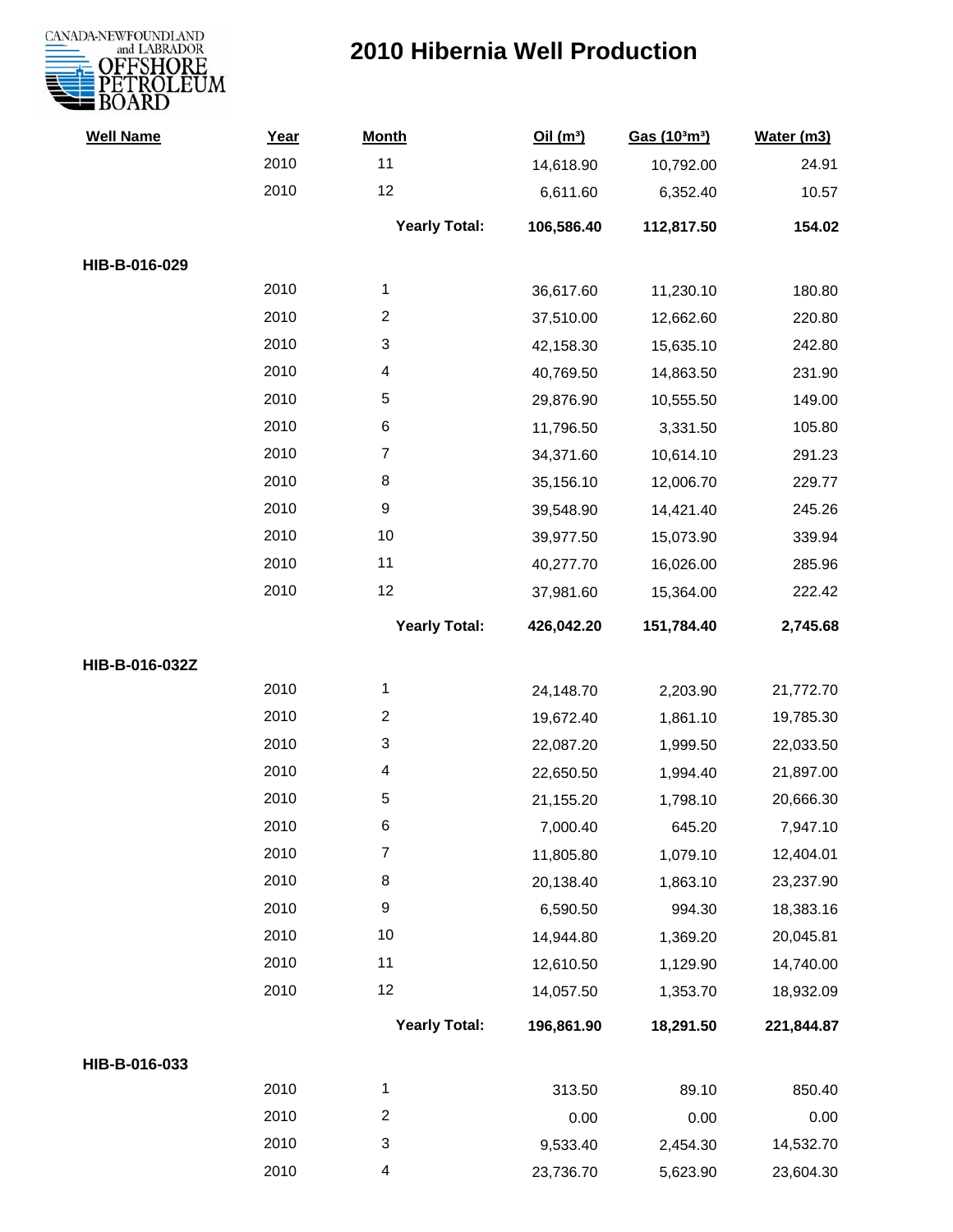# 2010 Hibernia Well Production

| Well Name | Year | Month | Oil ($m^3$) | Gas ($10^3m^3$) | Water (m3) |
|---|---|---|---|---|---|
| | 2010 | 11 | 14,618.90 | 10,792.00 | 24.91 |
| | 2010 | 12 | 6,611.60 | 6,352.40 | 10.57 |
| | | **Yearly Total:** | **106,586.40** | **112,817.50** | **154.02** |
| **HIB-B-016-029** | | | | | |
| | 2010 | 1 | 36,617.60 | 11,230.10 | 180.80 |
| | 2010 | 2 | 37,510.00 | 12,662.60 | 220.80 |
| | 2010 | 3 | 42,158.30 | 15,635.10 | 242.80 |
| | 2010 | 4 | 40,769.50 | 14,863.50 | 231.90 |
| | 2010 | 5 | 29,876.90 | 10,555.50 | 149.00 |
| | 2010 | 6 | 11,796.50 | 3,331.50 | 105.80 |
| | 2010 | 7 | 34,371.60 | 10,614.10 | 291.23 |
| | 2010 | 8 | 35,156.10 | 12,006.70 | 229.77 |
| | 2010 | 9 | 39,548.90 | 14,421.40 | 245.26 |
| | 2010 | 10 | 39,977.50 | 15,073.90 | 339.94 |
| | 2010 | 11 | 40,277.70 | 16,026.00 | 285.96 |
| | 2010 | 12 | 37,981.60 | 15,364.00 | 222.42 |
| | | **Yearly Total:** | **426,042.20** | **151,784.40** | **2,745.68** |
| **HIB-B-016-032Z** | | | | | |
| | 2010 | 1 | 24,148.70 | 2,203.90 | 21,772.70 |
| | 2010 | 2 | 19,672.40 | 1,861.10 | 19,785.30 |
| | 2010 | 3 | 22,087.20 | 1,999.50 | 22,033.50 |
| | 2010 | 4 | 22,650.50 | 1,994.40 | 21,897.00 |
| | 2010 | 5 | 21,155.20 | 1,798.10 | 20,666.30 |
| | 2010 | 6 | 7,000.40 | 645.20 | 7,947.10 |
| | 2010 | 7 | 11,805.80 | 1,079.10 | 12,404.01 |
| | 2010 | 8 | 20,138.40 | 1,863.10 | 23,237.90 |
| | 2010 | 9 | 6,590.50 | 994.30 | 18,383.16 |
| | 2010 | 10 | 14,944.80 | 1,369.20 | 20,045.81 |
| | 2010 | 11 | 12,610.50 | 1,129.90 | 14,740.00 |
| | 2010 | 12 | 14,057.50 | 1,353.70 | 18,932.09 |
| | | **Yearly Total:** | **196,861.90** | **18,291.50** | **221,844.87** |
| **HIB-B-016-033** | | | | | |
| | 2010 | 1 | 313.50 | 89.10 | 850.40 |
| | 2010 | 2 | 0.00 | 0.00 | 0.00 |
| | 2010 | 3 | 9,533.40 | 2,454.30 | 14,532.70 |
| | 2010 | 4 | 23,736.70 | 5,623.90 | 23,604.30 |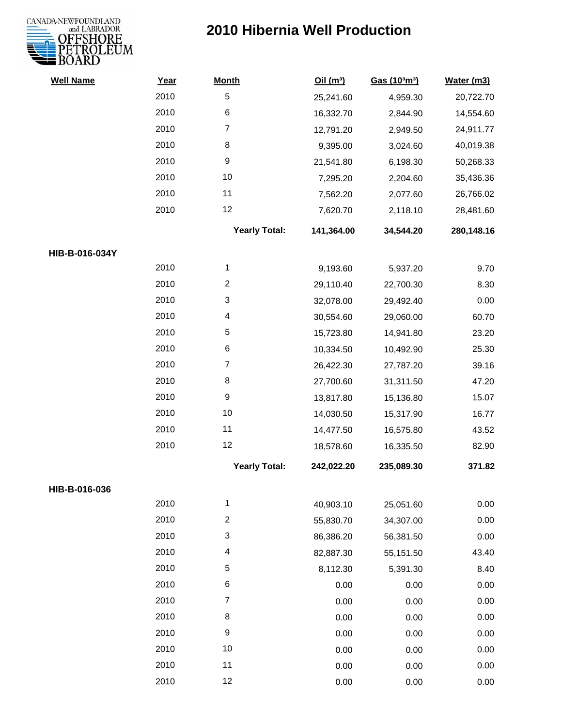# 2010 Hibernia Well Production

| Well Name | Year | Month | Oil ($m^3$) | Gas ($10^3m^3$) | Water (m3) |
|---|---|---|---|---|---|
| | 2010 | 5 | 25,241.60 | 4,959.30 | 20,722.70 |
| | 2010 | 6 | 16,332.70 | 2,844.90 | 14,554.60 |
| | 2010 | 7 | 12,791.20 | 2,949.50 | 24,911.77 |
| | 2010 | 8 | 9,395.00 | 3,024.60 | 40,019.38 |
| | 2010 | 9 | 21,541.80 | 6,198.30 | 50,268.33 |
| | 2010 | 10 | 7,295.20 | 2,204.60 | 35,436.36 |
| | 2010 | 11 | 7,562.20 | 2,077.60 | 26,766.02 |
| | 2010 | 12 | 7,620.70 | 2,118.10 | 28,481.60 |
| | | **Yearly Total:** | **141,364.00** | **34,544.20** | **280,148.16** |
| **HIB-B-016-034Y** | | | | | |
| | 2010 | 1 | 9,193.60 | 5,937.20 | 9.70 |
| | 2010 | 2 | 29,110.40 | 22,700.30 | 8.30 |
| | 2010 | 3 | 32,078.00 | 29,492.40 | 0.00 |
| | 2010 | 4 | 30,554.60 | 29,060.00 | 60.70 |
| | 2010 | 5 | 15,723.80 | 14,941.80 | 23.20 |
| | 2010 | 6 | 10,334.50 | 10,492.90 | 25.30 |
| | 2010 | 7 | 26,422.30 | 27,787.20 | 39.16 |
| | 2010 | 8 | 27,700.60 | 31,311.50 | 47.20 |
| | 2010 | 9 | 13,817.80 | 15,136.80 | 15.07 |
| | 2010 | 10 | 14,030.50 | 15,317.90 | 16.77 |
| | 2010 | 11 | 14,477.50 | 16,575.80 | 43.52 |
| | 2010 | 12 | 18,578.60 | 16,335.50 | 82.90 |
| | | **Yearly Total:** | **242,022.20** | **235,089.30** | **371.82** |
| **HIB-B-016-036** | | | | | |
| | 2010 | 1 | 40,903.10 | 25,051.60 | 0.00 |
| | 2010 | 2 | 55,830.70 | 34,307.00 | 0.00 |
| | 2010 | 3 | 86,386.20 | 56,381.50 | 0.00 |
| | 2010 | 4 | 82,887.30 | 55,151.50 | 43.40 |
| | 2010 | 5 | 8,112.30 | 5,391.30 | 8.40 |
| | 2010 | 6 | 0.00 | 0.00 | 0.00 |
| | 2010 | 7 | 0.00 | 0.00 | 0.00 |
| | 2010 | 8 | 0.00 | 0.00 | 0.00 |
| | 2010 | 9 | 0.00 | 0.00 | 0.00 |
| | 2010 | 10 | 0.00 | 0.00 | 0.00 |
| | 2010 | 11 | 0.00 | 0.00 | 0.00 |
| | 2010 | 12 | 0.00 | 0.00 | 0.00 |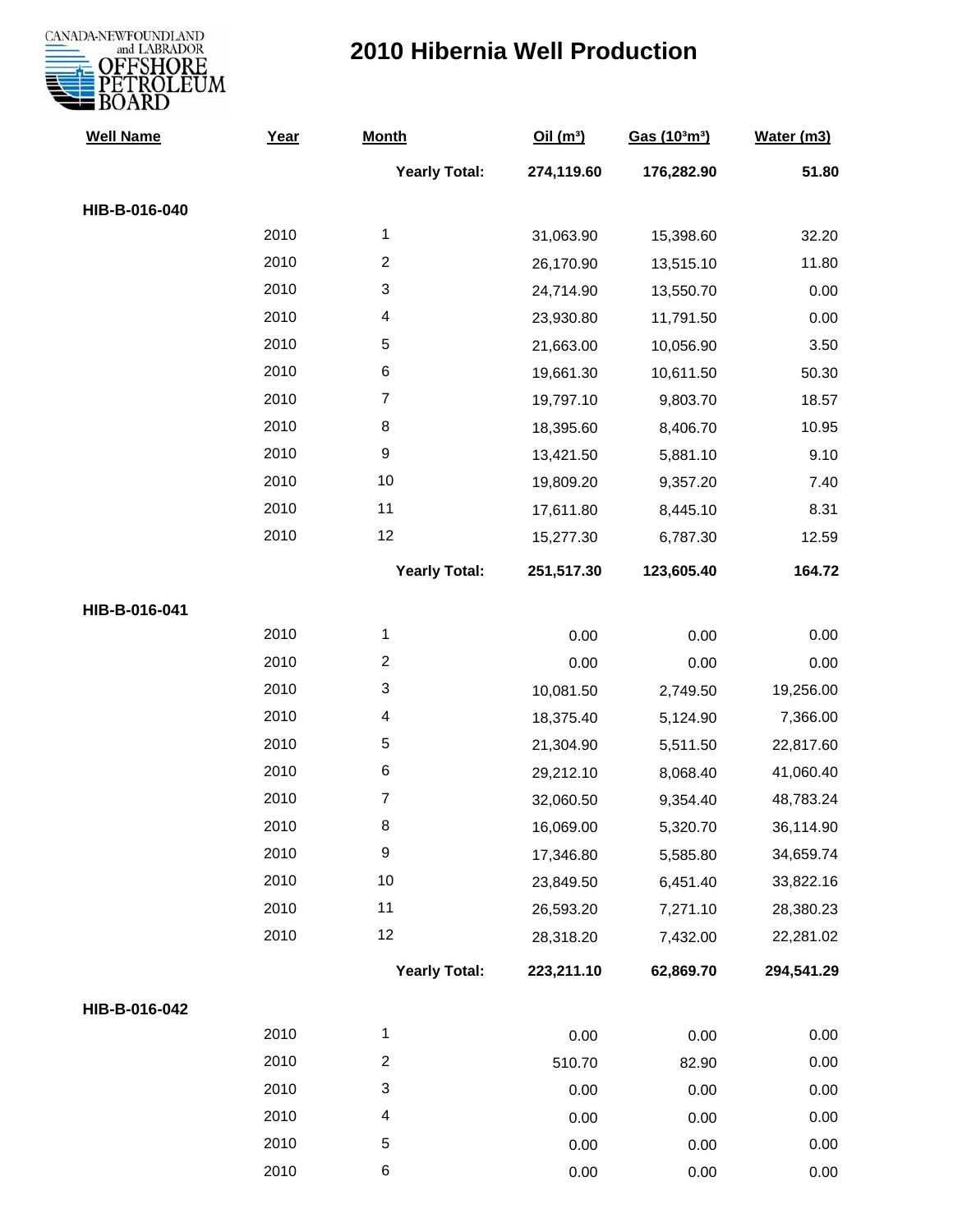# 2010 Hibernia Well Production

| Well Name | Year | Month | Oil ($m^3$) | Gas ($10^3m^3$) | Water (m3) |
|---|---|---|---|---|---|
| | | **Yearly Total:** | **274,119.60** | **176,282.90** | **51.80** |
| **HIB-B-016-040** | | | | | |
| | 2010 | 1 | 31,063.90 | 15,398.60 | 32.20 |
| | 2010 | 2 | 26,170.90 | 13,515.10 | 11.80 |
| | 2010 | 3 | 24,714.90 | 13,550.70 | 0.00 |
| | 2010 | 4 | 23,930.80 | 11,791.50 | 0.00 |
| | 2010 | 5 | 21,663.00 | 10,056.90 | 3.50 |
| | 2010 | 6 | 19,661.30 | 10,611.50 | 50.30 |
| | 2010 | 7 | 19,797.10 | 9,803.70 | 18.57 |
| | 2010 | 8 | 18,395.60 | 8,406.70 | 10.95 |
| | 2010 | 9 | 13,421.50 | 5,881.10 | 9.10 |
| | 2010 | 10 | 19,809.20 | 9,357.20 | 7.40 |
| | 2010 | 11 | 17,611.80 | 8,445.10 | 8.31 |
| | 2010 | 12 | 15,277.30 | 6,787.30 | 12.59 |
| | | **Yearly Total:** | **251,517.30** | **123,605.40** | **164.72** |
| **HIB-B-016-041** | | | | | |
| | 2010 | 1 | 0.00 | 0.00 | 0.00 |
| | 2010 | 2 | 0.00 | 0.00 | 0.00 |
| | 2010 | 3 | 10,081.50 | 2,749.50 | 19,256.00 |
| | 2010 | 4 | 18,375.40 | 5,124.90 | 7,366.00 |
| | 2010 | 5 | 21,304.90 | 5,511.50 | 22,817.60 |
| | 2010 | 6 | 29,212.10 | 8,068.40 | 41,060.40 |
| | 2010 | 7 | 32,060.50 | 9,354.40 | 48,783.24 |
| | 2010 | 8 | 16,069.00 | 5,320.70 | 36,114.90 |
| | 2010 | 9 | 17,346.80 | 5,585.80 | 34,659.74 |
| | 2010 | 10 | 23,849.50 | 6,451.40 | 33,822.16 |
| | 2010 | 11 | 26,593.20 | 7,271.10 | 28,380.23 |
| | 2010 | 12 | 28,318.20 | 7,432.00 | 22,281.02 |
| | | **Yearly Total:** | **223,211.10** | **62,869.70** | **294,541.29** |
| **HIB-B-016-042** | | | | | |
| | 2010 | 1 | 0.00 | 0.00 | 0.00 |
| | 2010 | 2 | 510.70 | 82.90 | 0.00 |
| | 2010 | 3 | 0.00 | 0.00 | 0.00 |
| | 2010 | 4 | 0.00 | 0.00 | 0.00 |
| | 2010 | 5 | 0.00 | 0.00 | 0.00 |
| | 2010 | 6 | 0.00 | 0.00 | 0.00 |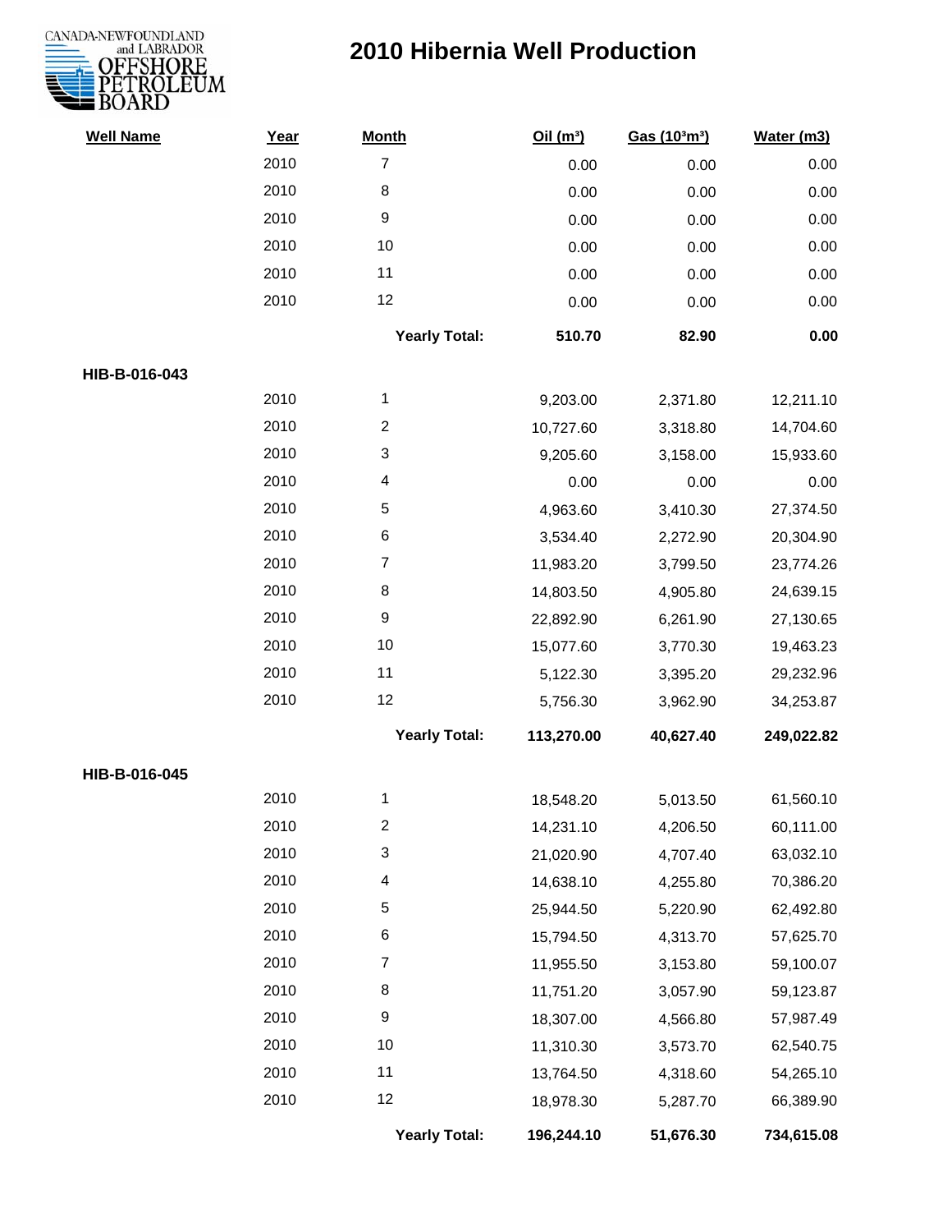# 2010 Hibernia Well Production

| Well Name | Year | Month | Oil ($m^3$) | Gas ($10^3m^3$) | Water (m3) |
|---|---|---|---|---|---|
| | 2010 | 7 | 0.00 | 0.00 | 0.00 |
| | 2010 | 8 | 0.00 | 0.00 | 0.00 |
| | 2010 | 9 | 0.00 | 0.00 | 0.00 |
| | 2010 | 10 | 0.00 | 0.00 | 0.00 |
| | 2010 | 11 | 0.00 | 0.00 | 0.00 |
| | 2010 | 12 | 0.00 | 0.00 | 0.00 |
| | | **Yearly Total:** | **510.70** | **82.90** | **0.00** |
| **HIB-B-016-043** | | | | | |
| | 2010 | 1 | 9,203.00 | 2,371.80 | 12,211.10 |
| | 2010 | 2 | 10,727.60 | 3,318.80 | 14,704.60 |
| | 2010 | 3 | 9,205.60 | 3,158.00 | 15,933.60 |
| | 2010 | 4 | 0.00 | 0.00 | 0.00 |
| | 2010 | 5 | 4,963.60 | 3,410.30 | 27,374.50 |
| | 2010 | 6 | 3,534.40 | 2,272.90 | 20,304.90 |
| | 2010 | 7 | 11,983.20 | 3,799.50 | 23,774.26 |
| | 2010 | 8 | 14,803.50 | 4,905.80 | 24,639.15 |
| | 2010 | 9 | 22,892.90 | 6,261.90 | 27,130.65 |
| | 2010 | 10 | 15,077.60 | 3,770.30 | 19,463.23 |
| | 2010 | 11 | 5,122.30 | 3,395.20 | 29,232.96 |
| | 2010 | 12 | 5,756.30 | 3,962.90 | 34,253.87 |
| | | **Yearly Total:** | **113,270.00** | **40,627.40** | **249,022.82** |
| **HIB-B-016-045** | | | | | |
| | 2010 | 1 | 18,548.20 | 5,013.50 | 61,560.10 |
| | 2010 | 2 | 14,231.10 | 4,206.50 | 60,111.00 |
| | 2010 | 3 | 21,020.90 | 4,707.40 | 63,032.10 |
| | 2010 | 4 | 14,638.10 | 4,255.80 | 70,386.20 |
| | 2010 | 5 | 25,944.50 | 5,220.90 | 62,492.80 |
| | 2010 | 6 | 15,794.50 | 4,313.70 | 57,625.70 |
| | 2010 | 7 | 11,955.50 | 3,153.80 | 59,100.07 |
| | 2010 | 8 | 11,751.20 | 3,057.90 | 59,123.87 |
| | 2010 | 9 | 18,307.00 | 4,566.80 | 57,987.49 |
| | 2010 | 10 | 11,310.30 | 3,573.70 | 62,540.75 |
| | 2010 | 11 | 13,764.50 | 4,318.60 | 54,265.10 |
| | 2010 | 12 | 18,978.30 | 5,287.70 | 66,389.90 |
| | | **Yearly Total:** | **196,244.10** | **51,676.30** | **734,615.08** |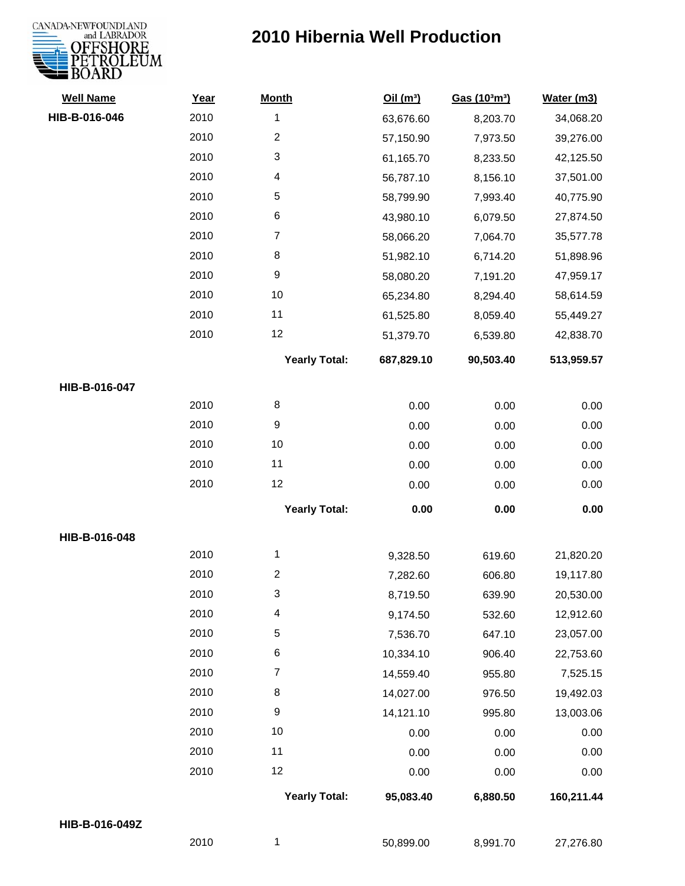# 2010 Hibernia Well Production

| Well Name | Year | Month | Oil ($m^3$) | Gas ($10^3m^3$) | Water (m3) |
|---|---|---|---|---|---|
| **HIB-B-016-046** | 2010 | 1 | 63,676.60 | 8,203.70 | 34,068.20 |
| | 2010 | 2 | 57,150.90 | 7,973.50 | 39,276.00 |
| | 2010 | 3 | 61,165.70 | 8,233.50 | 42,125.50 |
| | 2010 | 4 | 56,787.10 | 8,156.10 | 37,501.00 |
| | 2010 | 5 | 58,799.90 | 7,993.40 | 40,775.90 |
| | 2010 | 6 | 43,980.10 | 6,079.50 | 27,874.50 |
| | 2010 | 7 | 58,066.20 | 7,064.70 | 35,577.78 |
| | 2010 | 8 | 51,982.10 | 6,714.20 | 51,898.96 |
| | 2010 | 9 | 58,080.20 | 7,191.20 | 47,959.17 |
| | 2010 | 10 | 65,234.80 | 8,294.40 | 58,614.59 |
| | 2010 | 11 | 61,525.80 | 8,059.40 | 55,449.27 |
| | 2010 | 12 | 51,379.70 | 6,539.80 | 42,838.70 |
| | | **Yearly Total:** | **687,829.10** | **90,503.40** | **513,959.57** |
| **HIB-B-016-047** | | | | | |
| | 2010 | 8 | 0.00 | 0.00 | 0.00 |
| | 2010 | 9 | 0.00 | 0.00 | 0.00 |
| | 2010 | 10 | 0.00 | 0.00 | 0.00 |
| | 2010 | 11 | 0.00 | 0.00 | 0.00 |
| | 2010 | 12 | 0.00 | 0.00 | 0.00 |
| | | **Yearly Total:** | **0.00** | **0.00** | **0.00** |
| **HIB-B-016-048** | | | | | |
| | 2010 | 1 | 9,328.50 | 619.60 | 21,820.20 |
| | 2010 | 2 | 7,282.60 | 606.80 | 19,117.80 |
| | 2010 | 3 | 8,719.50 | 639.90 | 20,530.00 |
| | 2010 | 4 | 9,174.50 | 532.60 | 12,912.60 |
| | 2010 | 5 | 7,536.70 | 647.10 | 23,057.00 |
| | 2010 | 6 | 10,334.10 | 906.40 | 22,753.60 |
| | 2010 | 7 | 14,559.40 | 955.80 | 7,525.15 |
| | 2010 | 8 | 14,027.00 | 976.50 | 19,492.03 |
| | 2010 | 9 | 14,121.10 | 995.80 | 13,003.06 |
| | 2010 | 10 | 0.00 | 0.00 | 0.00 |
| | 2010 | 11 | 0.00 | 0.00 | 0.00 |
| | 2010 | 12 | 0.00 | 0.00 | 0.00 |
| | | **Yearly Total:** | **95,083.40** | **6,880.50** | **160,211.44** |
| **HIB-B-016-049Z** | | | | | |
| | 2010 | 1 | 50,899.00 | 8,991.70 | 27,276.80 |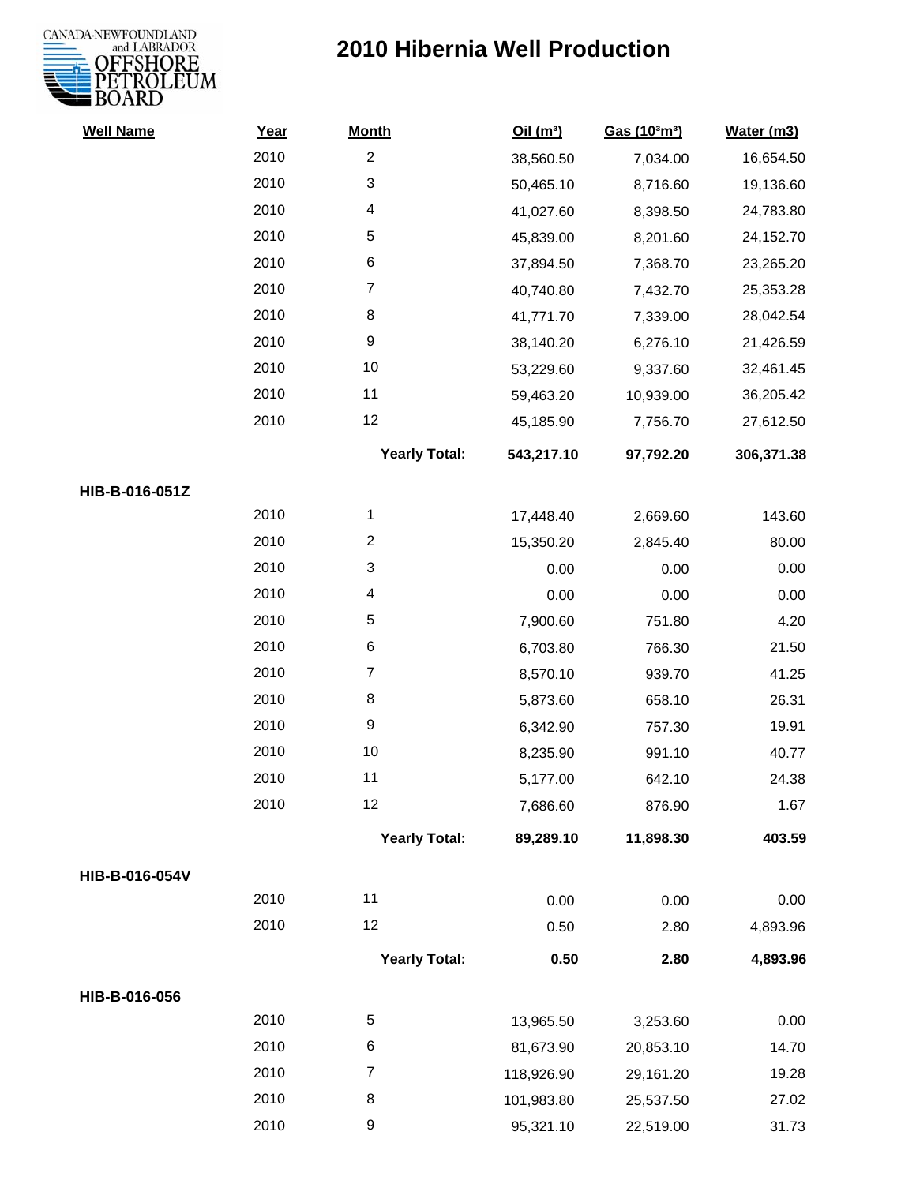# 2010 Hibernia Well Production

| Well Name | Year | Month | Oil ($m^3$) | Gas ($10^3m^3$) | Water (m3) |
|---|---|---|---|---|---|
| | 2010 | 2 | 38,560.50 | 7,034.00 | 16,654.50 |
| | 2010 | 3 | 50,465.10 | 8,716.60 | 19,136.60 |
| | 2010 | 4 | 41,027.60 | 8,398.50 | 24,783.80 |
| | 2010 | 5 | 45,839.00 | 8,201.60 | 24,152.70 |
| | 2010 | 6 | 37,894.50 | 7,368.70 | 23,265.20 |
| | 2010 | 7 | 40,740.80 | 7,432.70 | 25,353.28 |
| | 2010 | 8 | 41,771.70 | 7,339.00 | 28,042.54 |
| | 2010 | 9 | 38,140.20 | 6,276.10 | 21,426.59 |
| | 2010 | 10 | 53,229.60 | 9,337.60 | 32,461.45 |
| | 2010 | 11 | 59,463.20 | 10,939.00 | 36,205.42 |
| | 2010 | 12 | 45,185.90 | 7,756.70 | 27,612.50 |
| | | **Yearly Total:** | **543,217.10** | **97,792.20** | **306,371.38** |
| **HIB-B-016-051Z** | | | | | |
| | 2010 | 1 | 17,448.40 | 2,669.60 | 143.60 |
| | 2010 | 2 | 15,350.20 | 2,845.40 | 80.00 |
| | 2010 | 3 | 0.00 | 0.00 | 0.00 |
| | 2010 | 4 | 0.00 | 0.00 | 0.00 |
| | 2010 | 5 | 7,900.60 | 751.80 | 4.20 |
| | 2010 | 6 | 6,703.80 | 766.30 | 21.50 |
| | 2010 | 7 | 8,570.10 | 939.70 | 41.25 |
| | 2010 | 8 | 5,873.60 | 658.10 | 26.31 |
| | 2010 | 9 | 6,342.90 | 757.30 | 19.91 |
| | 2010 | 10 | 8,235.90 | 991.10 | 40.77 |
| | 2010 | 11 | 5,177.00 | 642.10 | 24.38 |
| | 2010 | 12 | 7,686.60 | 876.90 | 1.67 |
| | | **Yearly Total:** | **89,289.10** | **11,898.30** | **403.59** |
| **HIB-B-016-054V** | | | | | |
| | 2010 | 11 | 0.00 | 0.00 | 0.00 |
| | 2010 | 12 | 0.50 | 2.80 | 4,893.96 |
| | | **Yearly Total:** | **0.50** | **2.80** | **4,893.96** |
| **HIB-B-016-056** | | | | | |
| | 2010 | 5 | 13,965.50 | 3,253.60 | 0.00 |
| | 2010 | 6 | 81,673.90 | 20,853.10 | 14.70 |
| | 2010 | 7 | 118,926.90 | 29,161.20 | 19.28 |
| | 2010 | 8 | 101,983.80 | 25,537.50 | 27.02 |
| | 2010 | 9 | 95,321.10 | 22,519.00 | 31.73 |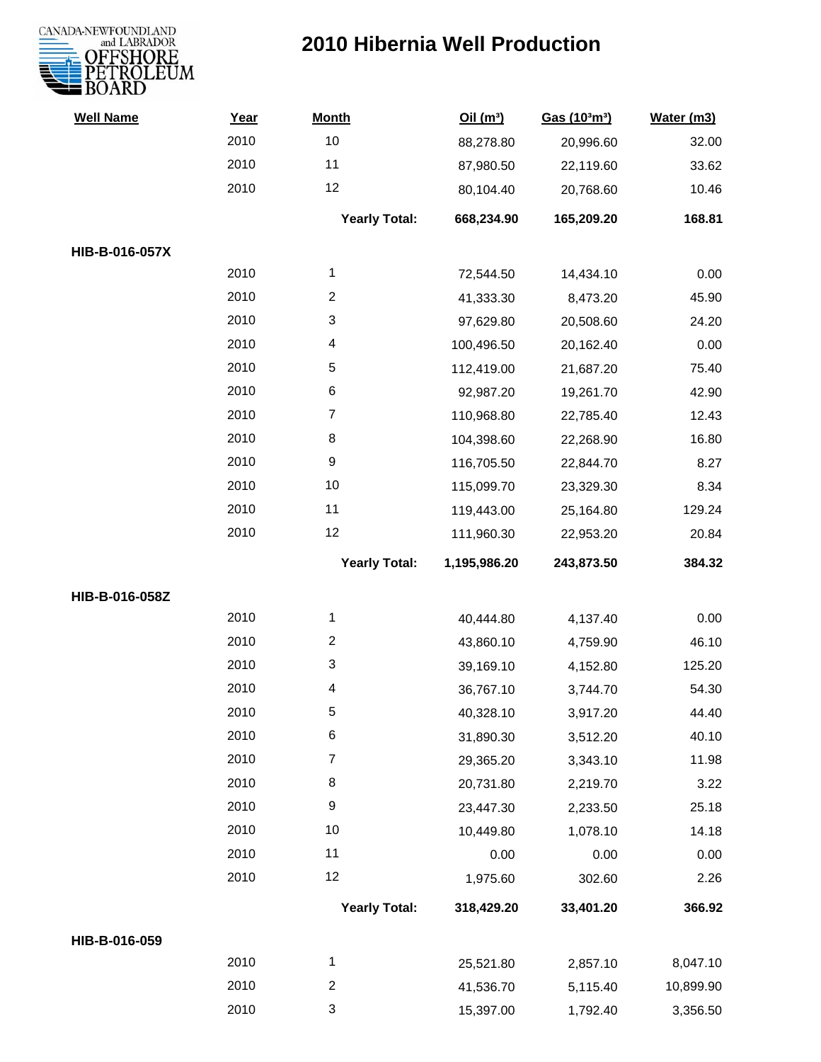# 2010 Hibernia Well Production

| Well Name | Year | Month | Oil ($m^3$) | Gas ($10^3m^3$) | Water (m3) |
|---|---|---|---|---|---|
| | 2010 | 10 | 88,278.80 | 20,996.60 | 32.00 |
| | 2010 | 11 | 87,980.50 | 22,119.60 | 33.62 |
| | 2010 | 12 | 80,104.40 | 20,768.60 | 10.46 |
| | | **Yearly Total:** | **668,234.90** | **165,209.20** | **168.81** |
| **HIB-B-016-057X** | | | | | |
| | 2010 | 1 | 72,544.50 | 14,434.10 | 0.00 |
| | 2010 | 2 | 41,333.30 | 8,473.20 | 45.90 |
| | 2010 | 3 | 97,629.80 | 20,508.60 | 24.20 |
| | 2010 | 4 | 100,496.50 | 20,162.40 | 0.00 |
| | 2010 | 5 | 112,419.00 | 21,687.20 | 75.40 |
| | 2010 | 6 | 92,987.20 | 19,261.70 | 42.90 |
| | 2010 | 7 | 110,968.80 | 22,785.40 | 12.43 |
| | 2010 | 8 | 104,398.60 | 22,268.90 | 16.80 |
| | 2010 | 9 | 116,705.50 | 22,844.70 | 8.27 |
| | 2010 | 10 | 115,099.70 | 23,329.30 | 8.34 |
| | 2010 | 11 | 119,443.00 | 25,164.80 | 129.24 |
| | 2010 | 12 | 111,960.30 | 22,953.20 | 20.84 |
| | | **Yearly Total:** | **1,195,986.20** | **243,873.50** | **384.32** |
| **HIB-B-016-058Z** | | | | | |
| | 2010 | 1 | 40,444.80 | 4,137.40 | 0.00 |
| | 2010 | 2 | 43,860.10 | 4,759.90 | 46.10 |
| | 2010 | 3 | 39,169.10 | 4,152.80 | 125.20 |
| | 2010 | 4 | 36,767.10 | 3,744.70 | 54.30 |
| | 2010 | 5 | 40,328.10 | 3,917.20 | 44.40 |
| | 2010 | 6 | 31,890.30 | 3,512.20 | 40.10 |
| | 2010 | 7 | 29,365.20 | 3,343.10 | 11.98 |
| | 2010 | 8 | 20,731.80 | 2,219.70 | 3.22 |
| | 2010 | 9 | 23,447.30 | 2,233.50 | 25.18 |
| | 2010 | 10 | 10,449.80 | 1,078.10 | 14.18 |
| | 2010 | 11 | 0.00 | 0.00 | 0.00 |
| | 2010 | 12 | 1,975.60 | 302.60 | 2.26 |
| | | **Yearly Total:** | **318,429.20** | **33,401.20** | **366.92** |
| **HIB-B-016-059** | | | | | |
| | 2010 | 1 | 25,521.80 | 2,857.10 | 8,047.10 |
| | 2010 | 2 | 41,536.70 | 5,115.40 | 10,899.90 |
| | 2010 | 3 | 15,397.00 | 1,792.40 | 3,356.50 |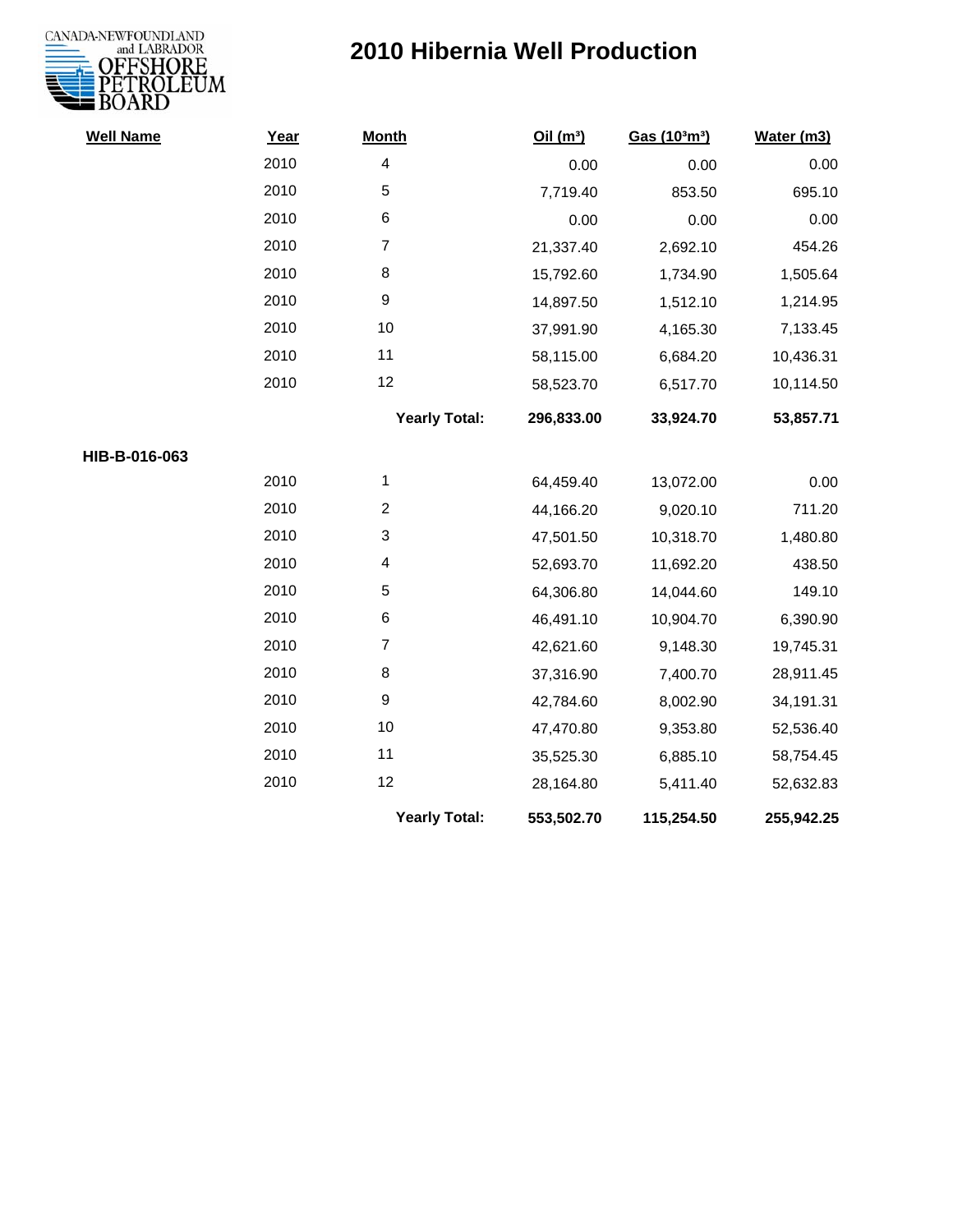# 2010 Hibernia Well Production

| Well Name | Year | Month | Oil (m³) | Gas (10³m³) | Water (m3) |
|---|---|---|---|---|---|
| | 2010 | 4 | 0.00 | 0.00 | 0.00 |
| | 2010 | 5 | 7,719.40 | 853.50 | 695.10 |
| | 2010 | 6 | 0.00 | 0.00 | 0.00 |
| | 2010 | 7 | 21,337.40 | 2,692.10 | 454.26 |
| | 2010 | 8 | 15,792.60 | 1,734.90 | 1,505.64 |
| | 2010 | 9 | 14,897.50 | 1,512.10 | 1,214.95 |
| | 2010 | 10 | 37,991.90 | 4,165.30 | 7,133.45 |
| | 2010 | 11 | 58,115.00 | 6,684.20 | 10,436.31 |
| | 2010 | 12 | 58,523.70 | 6,517.70 | 10,114.50 |
| | | **Yearly Total:** | **296,833.00** | **33,924.70** | **53,857.71** |
| **HIB-B-016-063** | | | | | |
| | 2010 | 1 | 64,459.40 | 13,072.00 | 0.00 |
| | 2010 | 2 | 44,166.20 | 9,020.10 | 711.20 |
| | 2010 | 3 | 47,501.50 | 10,318.70 | 1,480.80 |
| | 2010 | 4 | 52,693.70 | 11,692.20 | 438.50 |
| | 2010 | 5 | 64,306.80 | 14,044.60 | 149.10 |
| | 2010 | 6 | 46,491.10 | 10,904.70 | 6,390.90 |
| | 2010 | 7 | 42,621.60 | 9,148.30 | 19,745.31 |
| | 2010 | 8 | 37,316.90 | 7,400.70 | 28,911.45 |
| | 2010 | 9 | 42,784.60 | 8,002.90 | 34,191.31 |
| | 2010 | 10 | 47,470.80 | 9,353.80 | 52,536.40 |
| | 2010 | 11 | 35,525.30 | 6,885.10 | 58,754.45 |
| | 2010 | 12 | 28,164.80 | 5,411.40 | 52,632.83 |
| | | **Yearly Total:** | **553,502.70** | **115,254.50** | **255,942.25** |